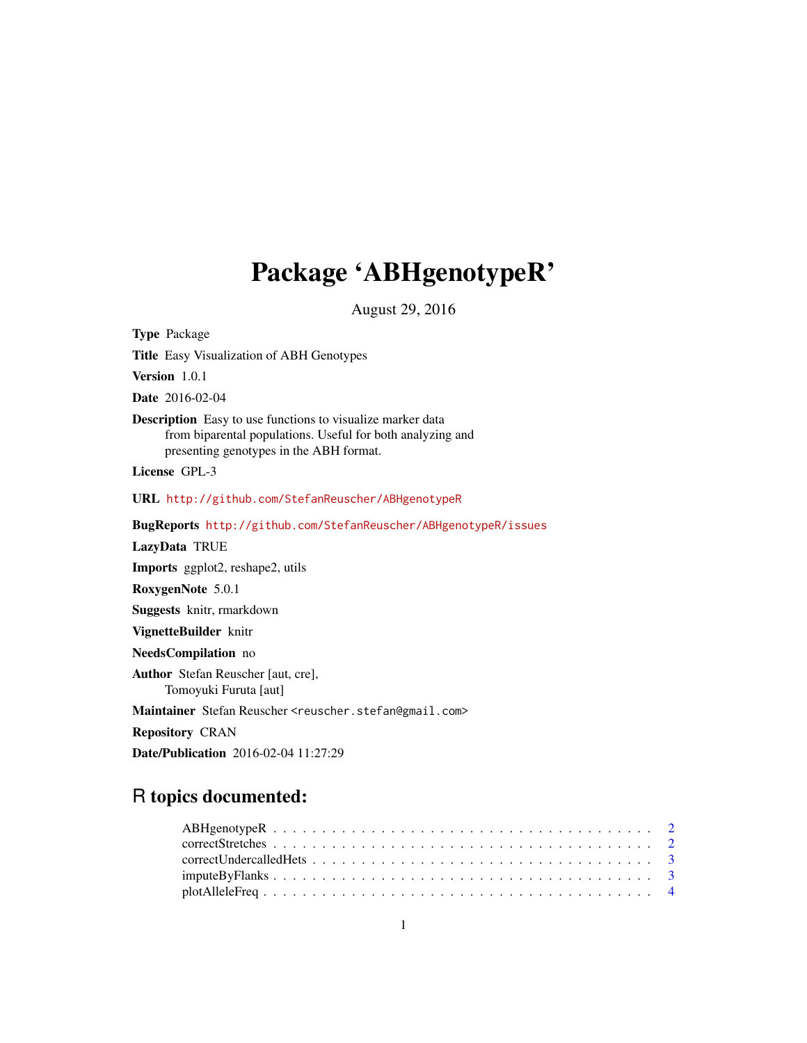# Package 'ABHgenotypeR'

August 29, 2016

**Type** Package

**Title** Easy Visualization of ABH Genotypes

**Version** 1.0.1

**Date** 2016-02-04

**Description** Easy to use functions to visualize marker data from biparental populations. Useful for both analyzing and presenting genotypes in the ABH format.

**License** GPL-3

**URL** http://github.com/StefanReuscher/ABHgenotypeR

**BugReports** http://github.com/StefanReuscher/ABHgenotypeR/issues

**LazyData** TRUE

**Imports** ggplot2, reshape2, utils

**RoxygenNote** 5.0.1

**Suggests** knitr, rmarkdown

**VignetteBuilder** knitr

**NeedsCompilation** no

**Author** Stefan Reuscher [aut, cre], Tomoyuki Furuta [aut]

**Maintainer** Stefan Reuscher <reuscher.stefan@gmail.com>

**Repository** CRAN

**Date/Publication** 2016-02-04 11:27:29

## R topics documented:

- ABHgenotypeR . . . . . . . . . . . . . . . . . . . . . . . . . . . . . . . . . . . . 2
- correctStretches . . . . . . . . . . . . . . . . . . . . . . . . . . . . . . . . . . . . 2
- correctUndercalledHets . . . . . . . . . . . . . . . . . . . . . . . . . . . . . . . . 3
- imputeByFlanks . . . . . . . . . . . . . . . . . . . . . . . . . . . . . . . . . . . . 3
- plotAlleleFreq . . . . . . . . . . . . . . . . . . . . . . . . . . . . . . . . . . . . 4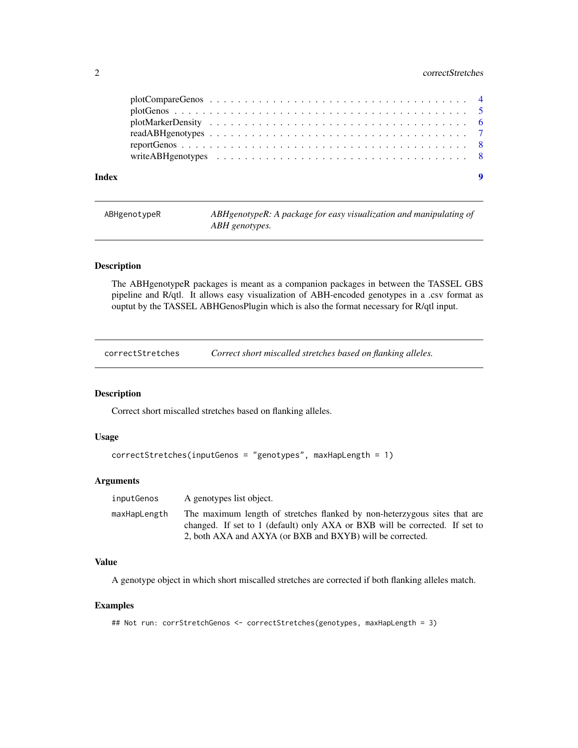plotCompareGenos . . . . . . . . . . . . . . . . . . . . . . . . . . . . . . . . . . . 4
plotGenos . . . . . . . . . . . . . . . . . . . . . . . . . . . . . . . . . . . . . . . 5
plotMarkerDensity . . . . . . . . . . . . . . . . . . . . . . . . . . . . . . . . . . . 6
readABHgenotypes . . . . . . . . . . . . . . . . . . . . . . . . . . . . . . . . . . . 7
reportGenos . . . . . . . . . . . . . . . . . . . . . . . . . . . . . . . . . . . . . . 8
writeABHgenotypes . . . . . . . . . . . . . . . . . . . . . . . . . . . . . . . . . . 8

**Index** **9**

---

`ABHgenotypeR` *ABHgenotypeR: A package for easy visualization and manipulating of ABH genotypes.*

---

### Description

The ABHgenotypeR packages is meant as a companion packages in between the TASSEL GBS pipeline and R/qtl. It allows easy visualization of ABH-encoded genotypes in a .csv format as ouptut by the TASSEL ABHGenosPlugin which is also the format necessary for R/qtl input.

---

`correctStretches` *Correct short miscalled stretches based on flanking alleles.*

---

### Description

Correct short miscalled stretches based on flanking alleles.

### Usage

```
correctStretches(inputGenos = "genotypes", maxHapLength = 1)
```

### Arguments

| | |
|---|---|
| `inputGenos` | A genotypes list object. |
| `maxHapLength` | The maximum length of stretches flanked by non-heterzygous sites that are changed. If set to 1 (default) only AXA or BXB will be corrected. If set to 2, both AXA and AXYA (or BXB and BXYB) will be corrected. |

### Value

A genotype object in which short miscalled stretches are corrected if both flanking alleles match.

### Examples

```
## Not run: corrStretchGenos <- correctStretches(genotypes, maxHapLength = 3)
```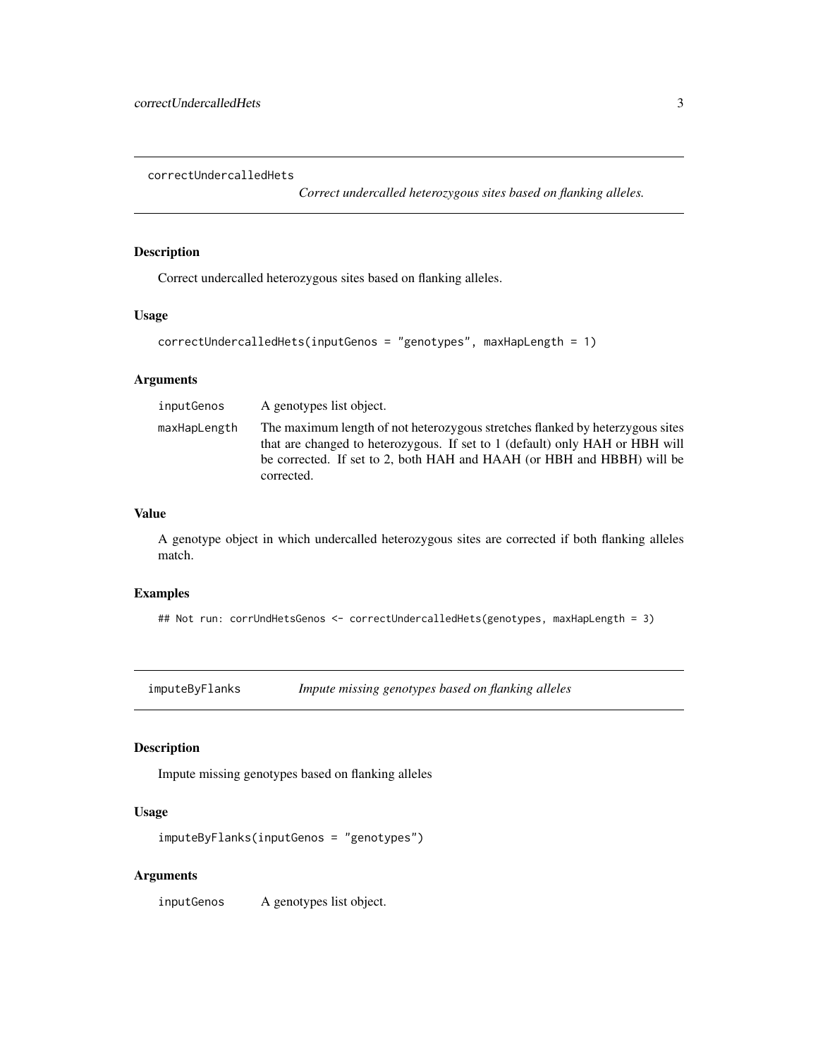## correctUndercalledHets

*Correct undercalled heterozygous sites based on flanking alleles.*

### Description

Correct undercalled heterozygous sites based on flanking alleles.

### Usage

```
correctUndercalledHets(inputGenos = "genotypes", maxHapLength = 1)
```

### Arguments

| | |
|---|---|
| inputGenos | A genotypes list object. |
| maxHapLength | The maximum length of not heterozygous stretches flanked by heterzygous sites that are changed to heterozygous. If set to 1 (default) only HAH or HBH will be corrected. If set to 2, both HAH and HAAH (or HBH and HBBH) will be corrected. |

### Value

A genotype object in which undercalled heterozygous sites are corrected if both flanking alleles match.

### Examples

```
## Not run: corrUndHetsGenos <- correctUndercalledHets(genotypes, maxHapLength = 3)
```

## imputeByFlanks

*Impute missing genotypes based on flanking alleles*

### Description

Impute missing genotypes based on flanking alleles

### Usage

```
imputeByFlanks(inputGenos = "genotypes")
```

### Arguments

| | |
|---|---|
| inputGenos | A genotypes list object. |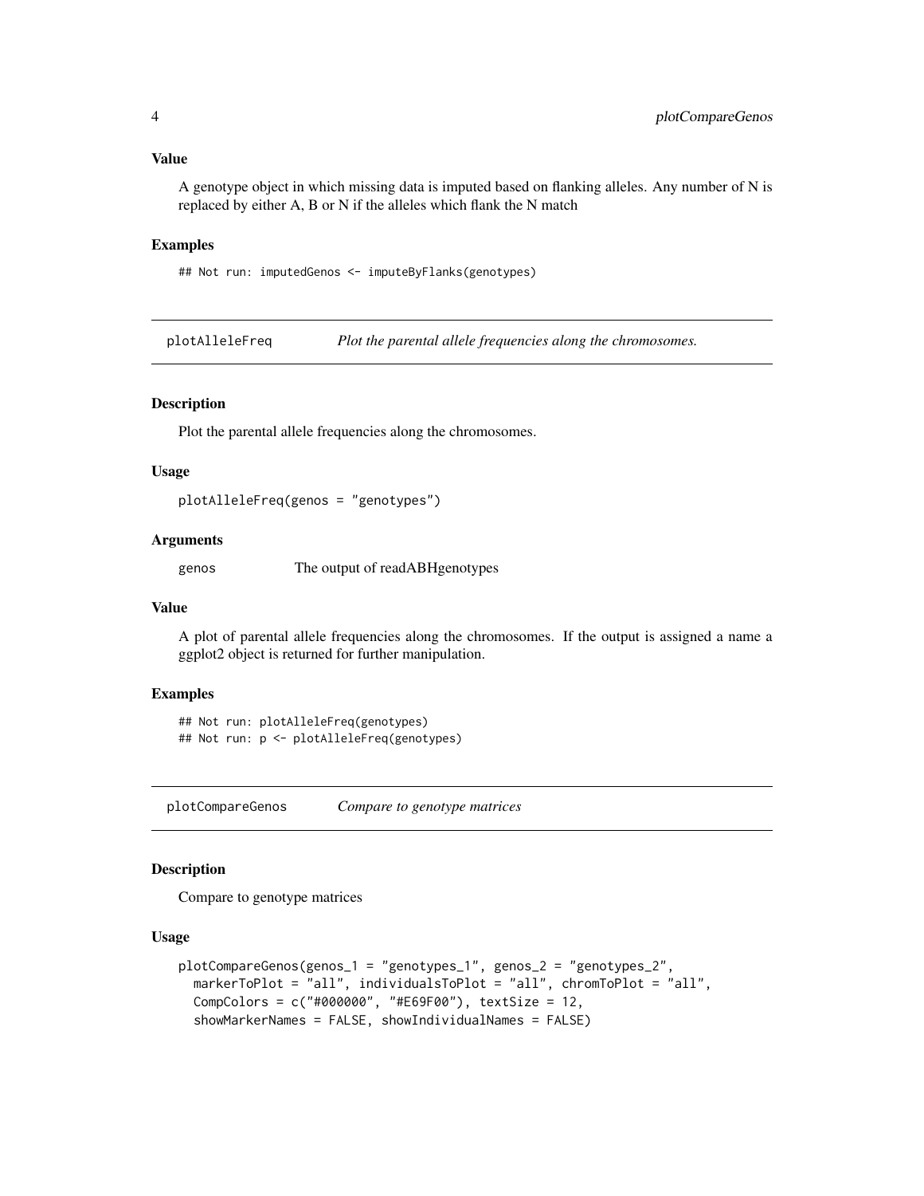### Value

A genotype object in which missing data is imputed based on flanking alleles. Any number of N is replaced by either A, B or N if the alleles which flank the N match

### Examples

```
## Not run: imputedGenos <- imputeByFlanks(genotypes)
```

---

## plotAlleleFreq — *Plot the parental allele frequencies along the chromosomes.*

---

### Description

Plot the parental allele frequencies along the chromosomes.

### Usage

```
plotAlleleFreq(genos = "genotypes")
```

### Arguments

| | |
|---|---|
| `genos` | The output of readABHgenotypes |

### Value

A plot of parental allele frequencies along the chromosomes. If the output is assigned a name a ggplot2 object is returned for further manipulation.

### Examples

```
## Not run: plotAlleleFreq(genotypes)
## Not run: p <- plotAlleleFreq(genotypes)
```

---

## plotCompareGenos — *Compare to genotype matrices*

---

### Description

Compare to genotype matrices

### Usage

```
plotCompareGenos(genos_1 = "genotypes_1", genos_2 = "genotypes_2",
  markerToPlot = "all", individualsToPlot = "all", chromToPlot = "all",
  CompColors = c("#000000", "#E69F00"), textSize = 12,
  showMarkerNames = FALSE, showIndividualNames = FALSE)
```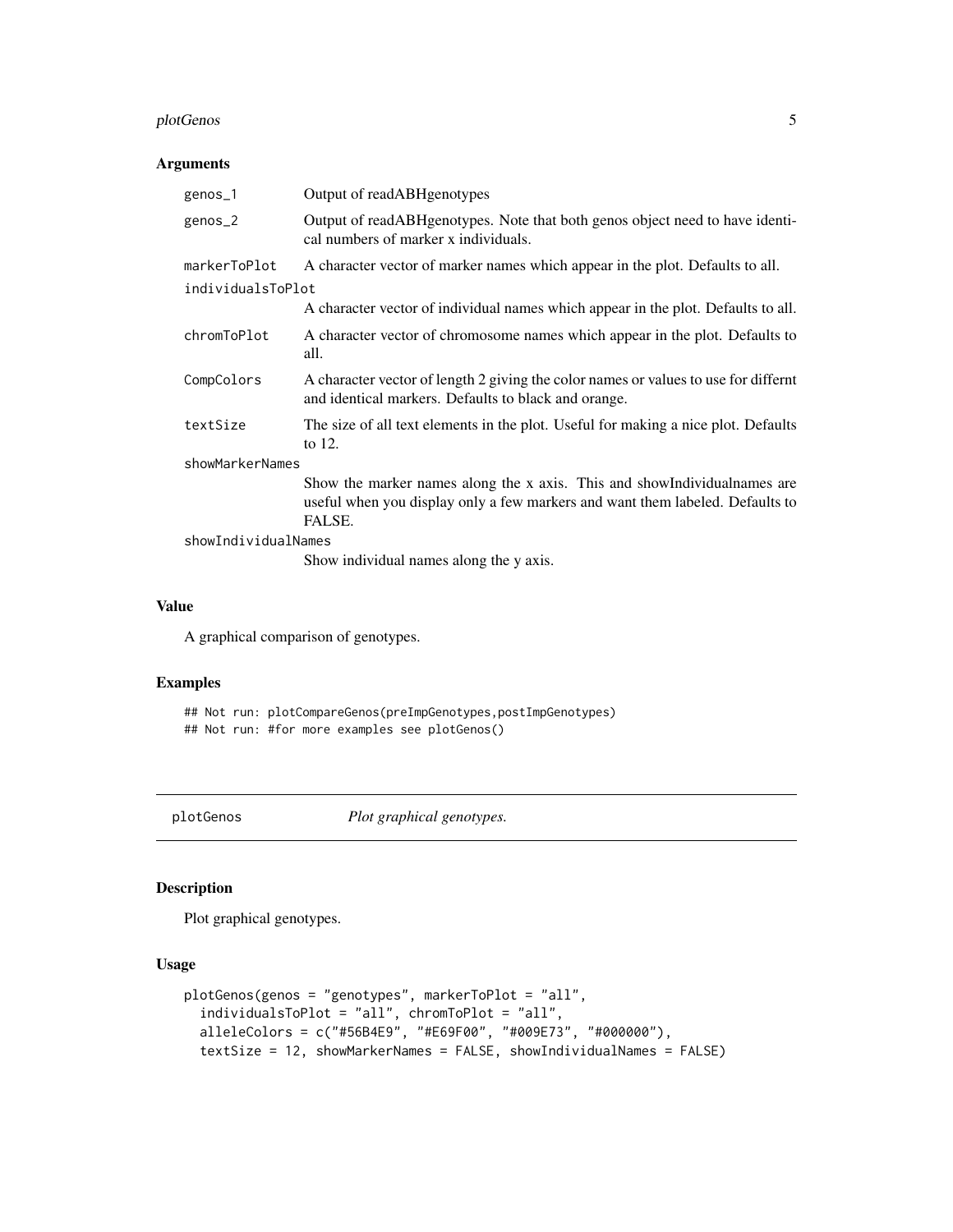### Arguments

| | |
|---|---|
| `genos_1` | Output of readABHgenotypes |
| `genos_2` | Output of readABHgenotypes. Note that both genos object need to have identical numbers of marker x individuals. |
| `markerToPlot` | A character vector of marker names which appear in the plot. Defaults to all. |
| `individualsToPlot` | A character vector of individual names which appear in the plot. Defaults to all. |
| `chromToPlot` | A character vector of chromosome names which appear in the plot. Defaults to all. |
| `CompColors` | A character vector of length 2 giving the color names or values to use for differnt and identical markers. Defaults to black and orange. |
| `textSize` | The size of all text elements in the plot. Useful for making a nice plot. Defaults to 12. |
| `showMarkerNames` | Show the marker names along the x axis. This and showIndividualnames are useful when you display only a few markers and want them labeled. Defaults to FALSE. |
| `showIndividualNames` | Show individual names along the y axis. |

### Value

A graphical comparison of genotypes.

### Examples

```
## Not run: plotCompareGenos(preImpGenotypes,postImpGenotypes)
## Not run: #for more examples see plotGenos()
```

---

## `plotGenos` *Plot graphical genotypes.*

---

### Description

Plot graphical genotypes.

### Usage

```
plotGenos(genos = "genotypes", markerToPlot = "all",
  individualsToPlot = "all", chromToPlot = "all",
  alleleColors = c("#56B4E9", "#E69F00", "#009E73", "#000000"),
  textSize = 12, showMarkerNames = FALSE, showIndividualNames = FALSE)
```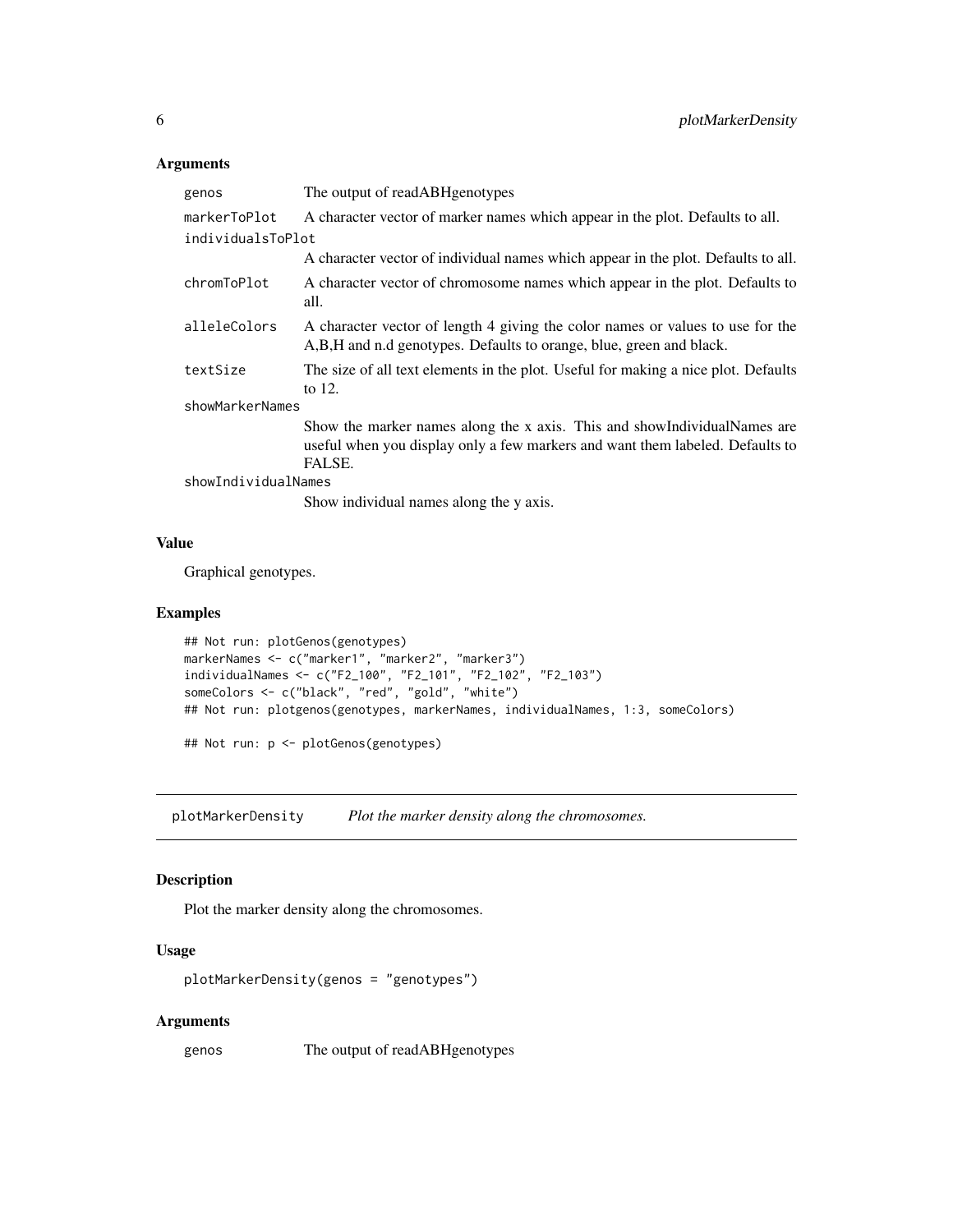### Arguments

| | |
|---|---|
| `genos` | The output of readABHgenotypes |
| `markerToPlot` | A character vector of marker names which appear in the plot. Defaults to all. |
| `individualsToPlot` | A character vector of individual names which appear in the plot. Defaults to all. |
| `chromToPlot` | A character vector of chromosome names which appear in the plot. Defaults to all. |
| `alleleColors` | A character vector of length 4 giving the color names or values to use for the A,B,H and n.d genotypes. Defaults to orange, blue, green and black. |
| `textSize` | The size of all text elements in the plot. Useful for making a nice plot. Defaults to 12. |
| `showMarkerNames` | Show the marker names along the x axis. This and showIndividualNames are useful when you display only a few markers and want them labeled. Defaults to FALSE. |
| `showIndividualNames` | Show individual names along the y axis. |

### Value

Graphical genotypes.

### Examples

```
## Not run: plotGenos(genotypes)
markerNames <- c("marker1", "marker2", "marker3")
individualNames <- c("F2_100", "F2_101", "F2_102", "F2_103")
someColors <- c("black", "red", "gold", "white")
## Not run: plotgenos(genotypes, markerNames, individualNames, 1:3, someColors)

## Not run: p <- plotGenos(genotypes)
```

---

## plotMarkerDensity *Plot the marker density along the chromosomes.*

---

### Description

Plot the marker density along the chromosomes.

### Usage

```
plotMarkerDensity(genos = "genotypes")
```

### Arguments

| | |
|---|---|
| `genos` | The output of readABHgenotypes |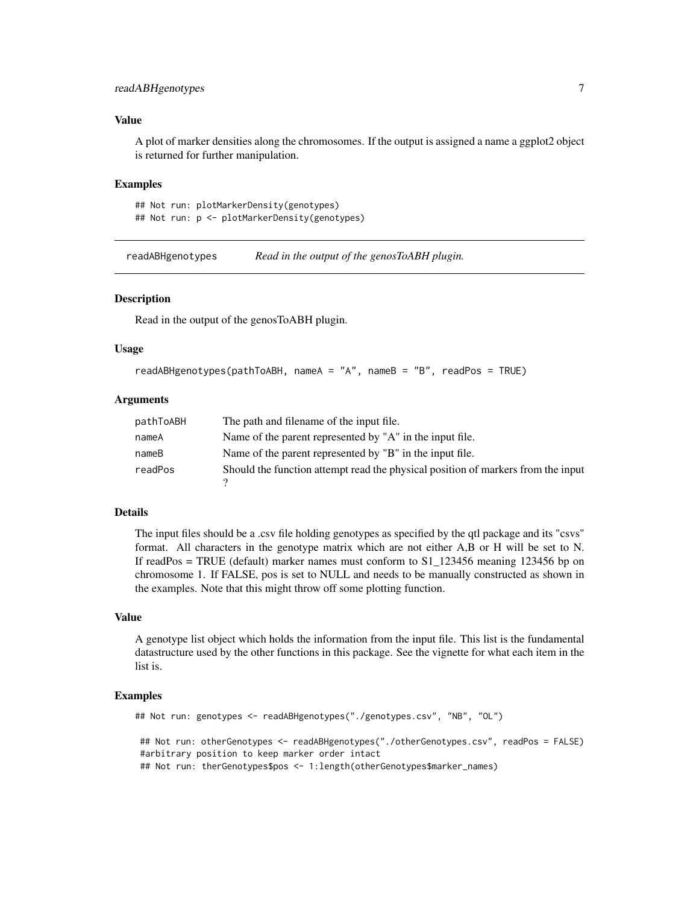### Value

A plot of marker densities along the chromosomes. If the output is assigned a name a ggplot2 object is returned for further manipulation.

### Examples

```
## Not run: plotMarkerDensity(genotypes)
## Not run: p <- plotMarkerDensity(genotypes)
```

---

## readABHgenotypes *Read in the output of the genosToABH plugin.*

---

### Description

Read in the output of the genosToABH plugin.

### Usage

```
readABHgenotypes(pathToABH, nameA = "A", nameB = "B", readPos = TRUE)
```

### Arguments

| | |
|---|---|
| pathToABH | The path and filename of the input file. |
| nameA | Name of the parent represented by "A" in the input file. |
| nameB | Name of the parent represented by "B" in the input file. |
| readPos | Should the function attempt read the physical position of markers from the input ? |

### Details

The input files should be a .csv file holding genotypes as specified by the qtl package and its "csvs" format. All characters in the genotype matrix which are not either A,B or H will be set to N. If readPos = TRUE (default) marker names must conform to S1_123456 meaning 123456 bp on chromosome 1. If FALSE, pos is set to NULL and needs to be manually constructed as shown in the examples. Note that this might throw off some plotting function.

### Value

A genotype list object which holds the information from the input file. This list is the fundamental datastructure used by the other functions in this package. See the vignette for what each item in the list is.

### Examples

```
## Not run: genotypes <- readABHgenotypes("./genotypes.csv", "NB", "OL")

 ## Not run: otherGenotypes <- readABHgenotypes("./otherGenotypes.csv", readPos = FALSE)
 #arbitrary position to keep marker order intact
 ## Not run: therGenotypes$pos <- 1:length(otherGenotypes$marker_names)
```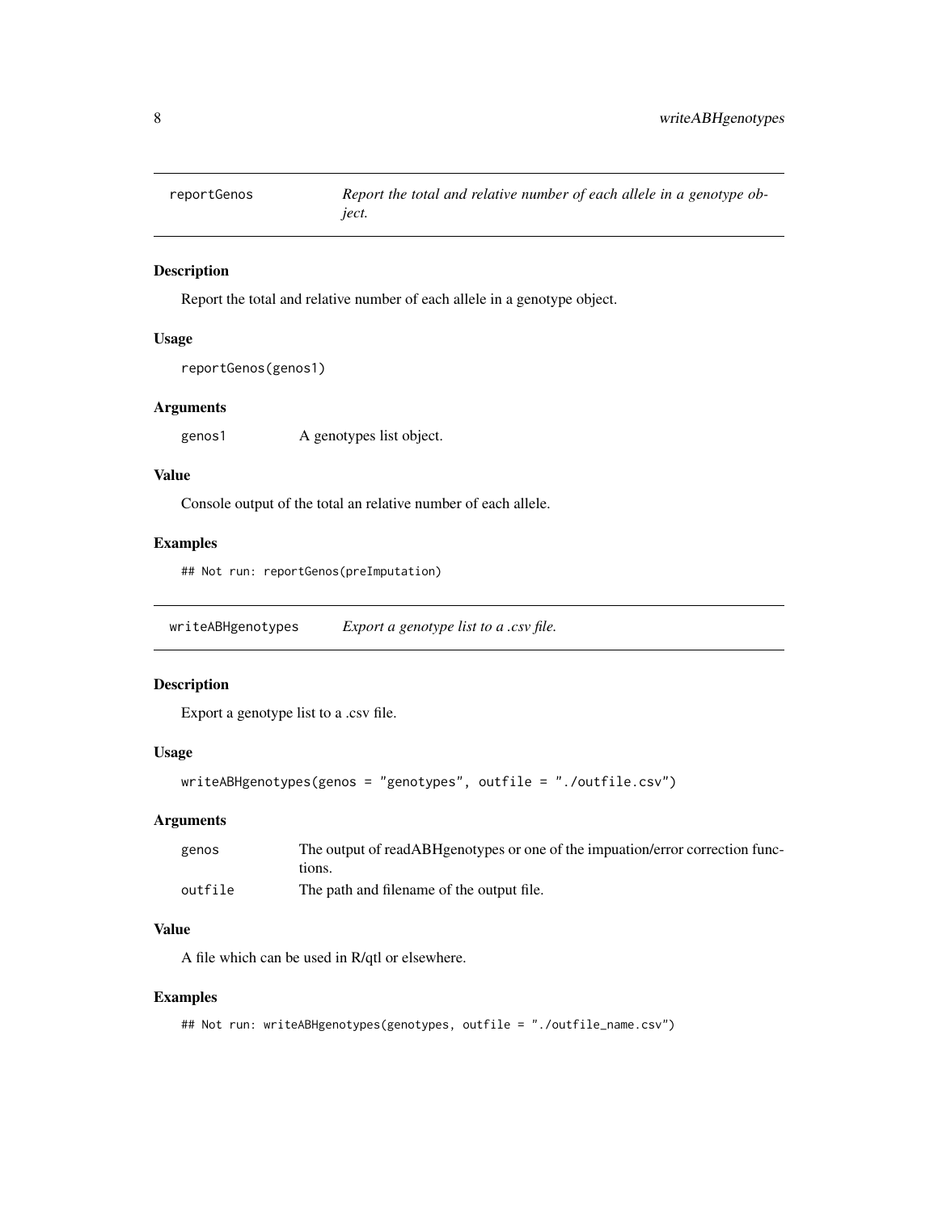## reportGenos — *Report the total and relative number of each allele in a genotype object.*

### Description

Report the total and relative number of each allele in a genotype object.

### Usage

```
reportGenos(genos1)
```

### Arguments

| | |
|---|---|
| genos1 | A genotypes list object. |

### Value

Console output of the total an relative number of each allele.

### Examples

```
## Not run: reportGenos(preImputation)
```

## writeABHgenotypes — *Export a genotype list to a .csv file.*

### Description

Export a genotype list to a .csv file.

### Usage

```
writeABHgenotypes(genos = "genotypes", outfile = "./outfile.csv")
```

### Arguments

| | |
|---|---|
| genos | The output of readABHgenotypes or one of the impuation/error correction functions. |
| outfile | The path and filename of the output file. |

### Value

A file which can be used in R/qtl or elsewhere.

### Examples

```
## Not run: writeABHgenotypes(genotypes, outfile = "./outfile_name.csv")
```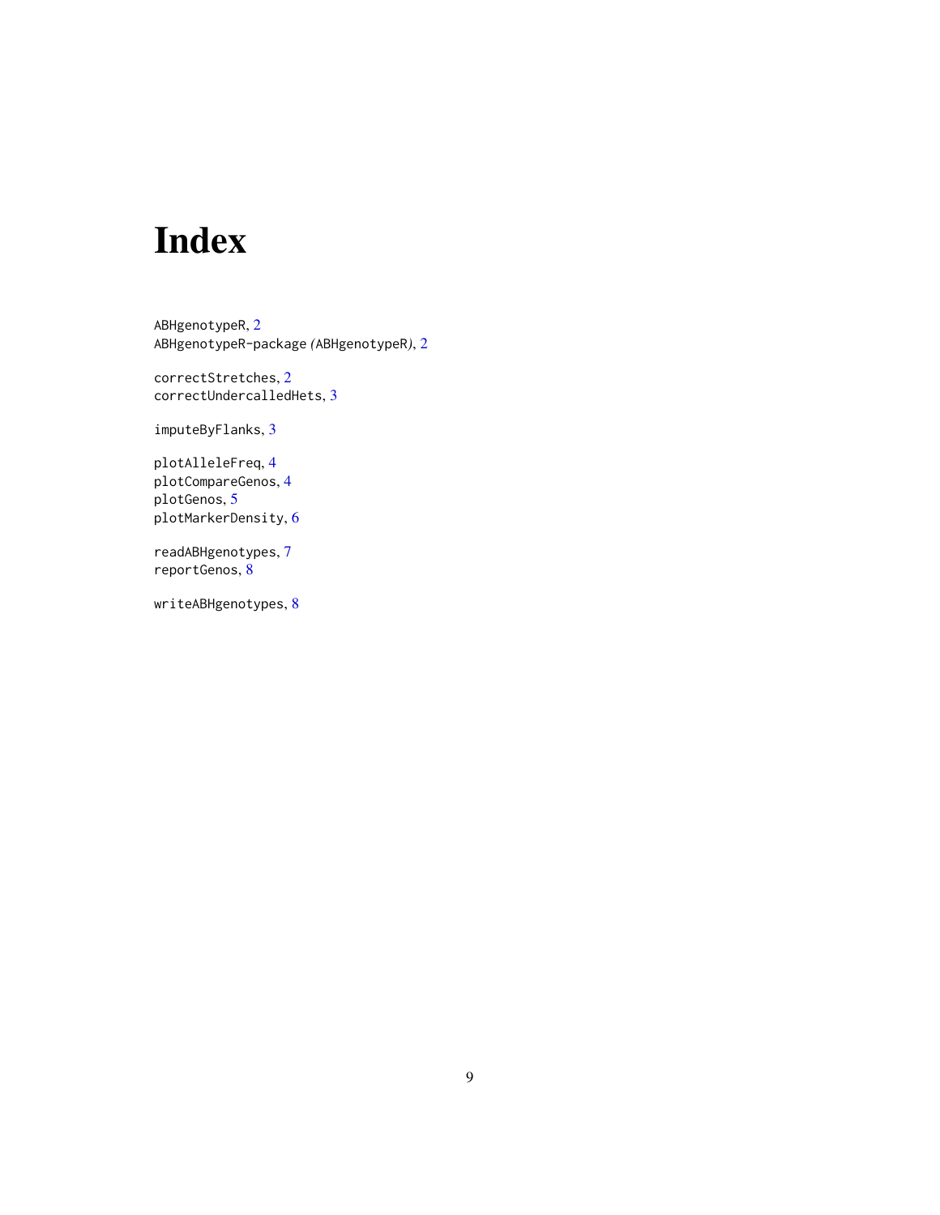# Index

ABHgenotypeR, 2
ABHgenotypeR-package (ABHgenotypeR), 2

correctStretches, 2
correctUndercalledHets, 3

imputeByFlanks, 3

plotAlleleFreq, 4
plotCompareGenos, 4
plotGenos, 5
plotMarkerDensity, 6

readABHgenotypes, 7
reportGenos, 8

writeABHgenotypes, 8